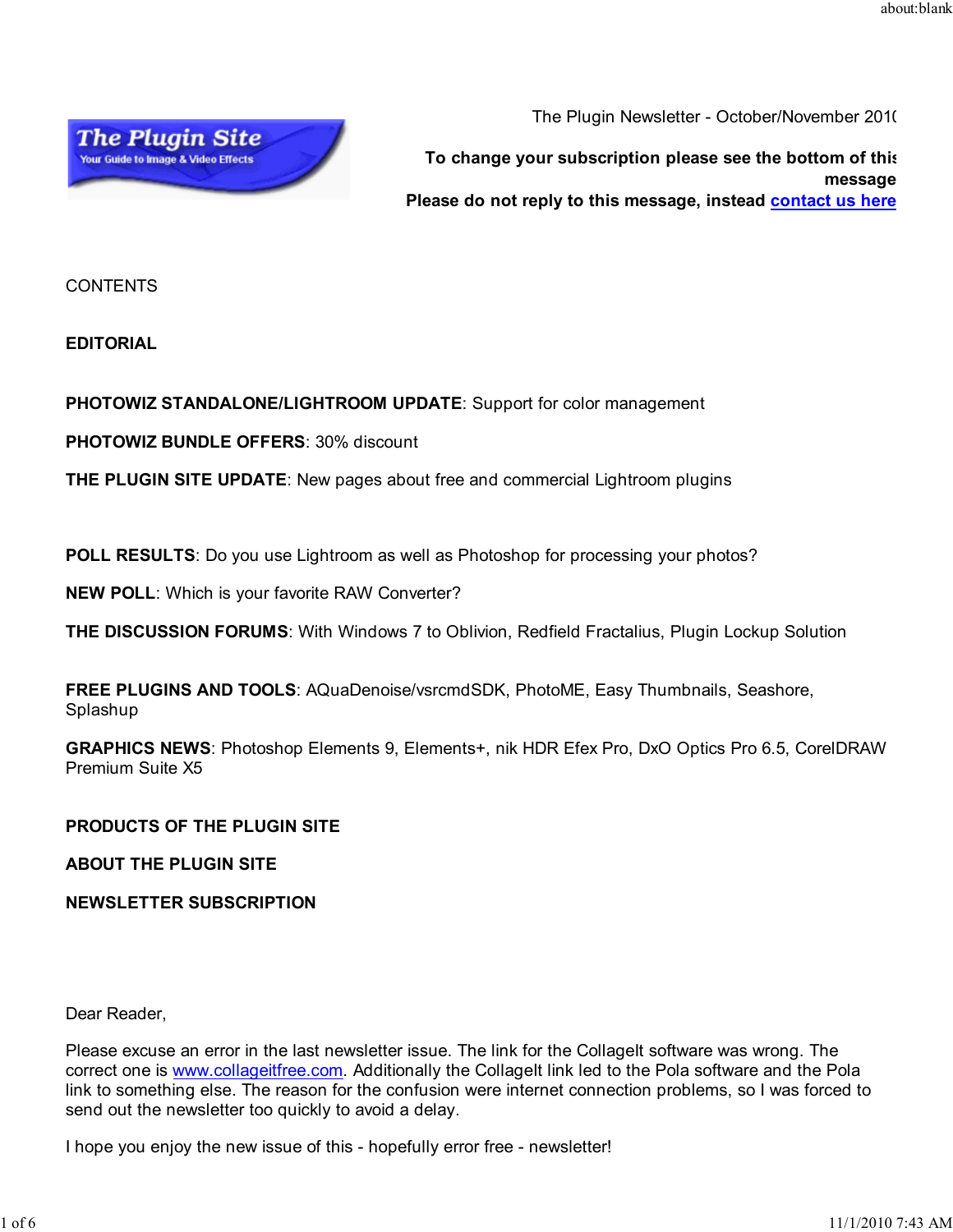The Plugin Newsletter - October/November 2010

**To change your subscription please see the bottom of this message**

**Please do not reply to this message, instead [contact us here]**

CONTENTS

**EDITORIAL**

**PHOTOWIZ STANDALONE/LIGHTROOM UPDATE**: Support for color management

**PHOTOWIZ BUNDLE OFFERS**: 30% discount

**THE PLUGIN SITE UPDATE**: New pages about free and commercial Lightroom plugins

**POLL RESULTS**: Do you use Lightroom as well as Photoshop for processing your photos?

**NEW POLL**: Which is your favorite RAW Converter?

**THE DISCUSSION FORUMS**: With Windows 7 to Oblivion, Redfield Fractalius, Plugin Lockup Solution

**FREE PLUGINS AND TOOLS**: AQuaDenoise/vsrcmdSDK, PhotoME, Easy Thumbnails, Seashore, Splashup

**GRAPHICS NEWS**: Photoshop Elements 9, Elements+, nik HDR Efex Pro, DxO Optics Pro 6.5, CorelDRAW Premium Suite X5

**PRODUCTS OF THE PLUGIN SITE**

**ABOUT THE PLUGIN SITE**

**NEWSLETTER SUBSCRIPTION**

Dear Reader,

Please excuse an error in the last newsletter issue. The link for the CollageIt software was wrong. The correct one is www.collageitfree.com. Additionally the CollageIt link led to the Pola software and the Pola link to something else. The reason for the confusion were internet connection problems, so I was forced to send out the newsletter too quickly to avoid a delay.

I hope you enjoy the new issue of this - hopefully error free - newsletter!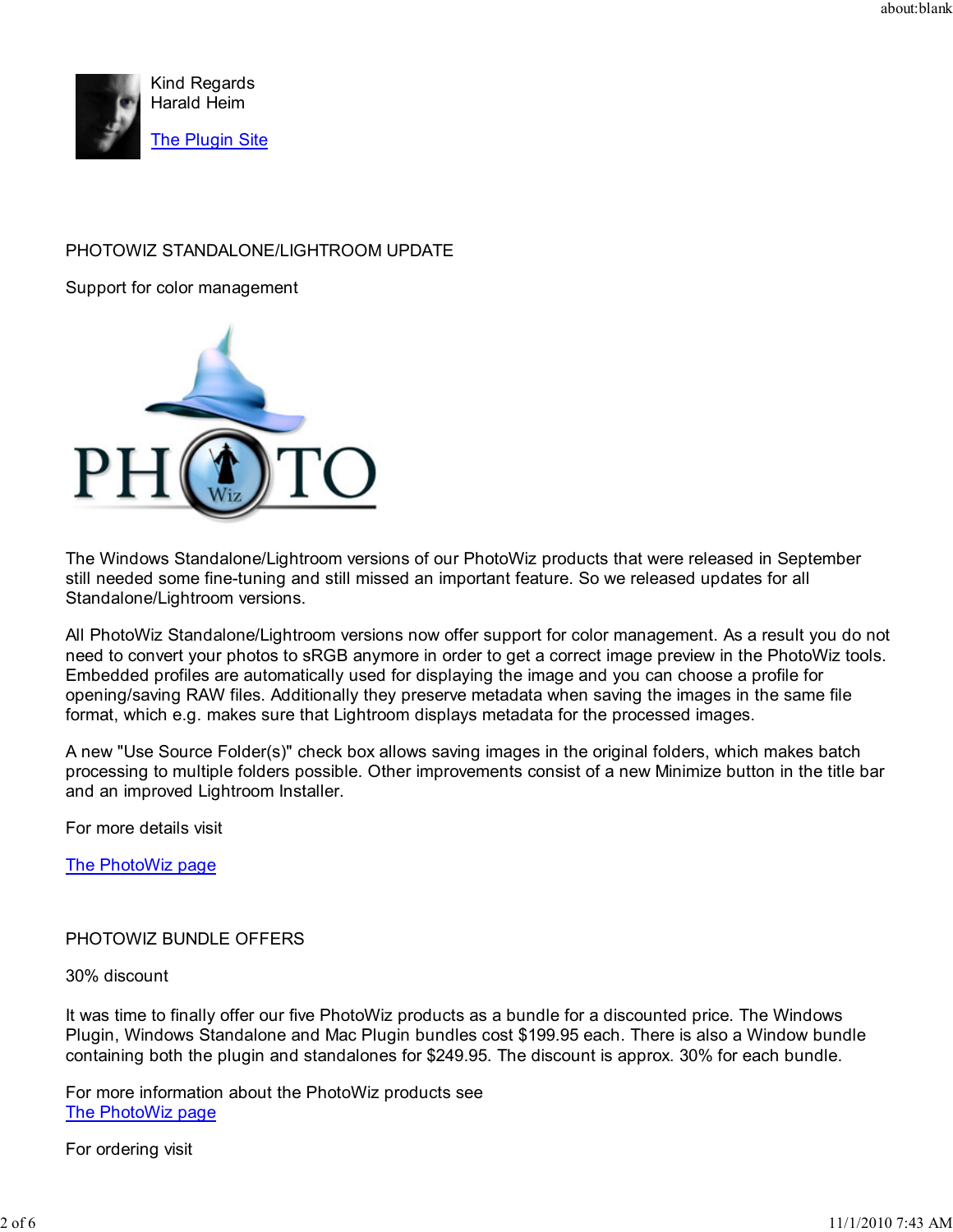Kind Regards
Harald Heim

[The Plugin Site]

PHOTOWIZ STANDALONE/LIGHTROOM UPDATE

Support for color management

The Windows Standalone/Lightroom versions of our PhotoWiz products that were released in September still needed some fine-tuning and still missed an important feature. So we released updates for all Standalone/Lightroom versions.

All PhotoWiz Standalone/Lightroom versions now offer support for color management. As a result you do not need to convert your photos to sRGB anymore in order to get a correct image preview in the PhotoWiz tools. Embedded profiles are automatically used for displaying the image and you can choose a profile for opening/saving RAW files. Additionally they preserve metadata when saving the images in the same file format, which e.g. makes sure that Lightroom displays metadata for the processed images.

A new "Use Source Folder(s)" check box allows saving images in the original folders, which makes batch processing to multiple folders possible. Other improvements consist of a new Minimize button in the title bar and an improved Lightroom Installer.

For more details visit

[The PhotoWiz page]

PHOTOWIZ BUNDLE OFFERS

30% discount

It was time to finally offer our five PhotoWiz products as a bundle for a discounted price. The Windows Plugin, Windows Standalone and Mac Plugin bundles cost $199.95 each. There is also a Window bundle containing both the plugin and standalones for $249.95. The discount is approx. 30% for each bundle.

For more information about the PhotoWiz products see
[The PhotoWiz page]

For ordering visit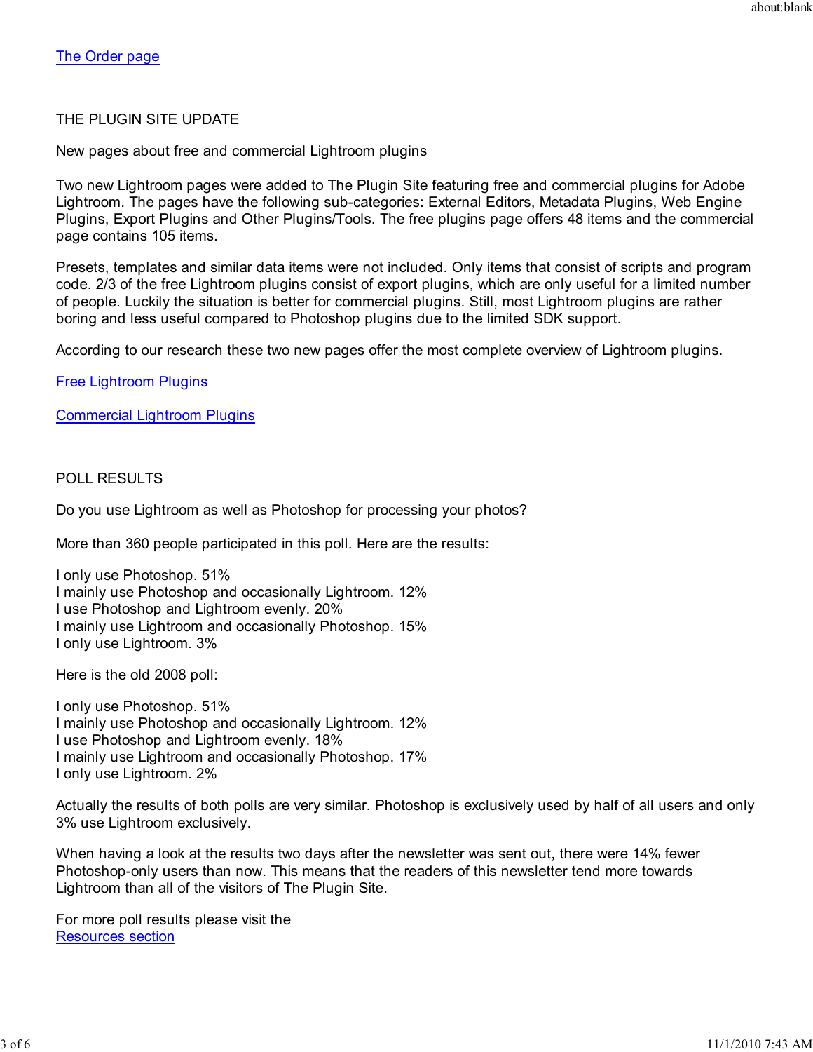[The Order page]

## THE PLUGIN SITE UPDATE

New pages about free and commercial Lightroom plugins

Two new Lightroom pages were added to The Plugin Site featuring free and commercial plugins for Adobe Lightroom. The pages have the following sub-categories: External Editors, Metadata Plugins, Web Engine Plugins, Export Plugins and Other Plugins/Tools. The free plugins page offers 48 items and the commercial page contains 105 items.

Presets, templates and similar data items were not included. Only items that consist of scripts and program code. 2/3 of the free Lightroom plugins consist of export plugins, which are only useful for a limited number of people. Luckily the situation is better for commercial plugins. Still, most Lightroom plugins are rather boring and less useful compared to Photoshop plugins due to the limited SDK support.

According to our research these two new pages offer the most complete overview of Lightroom plugins.

[Free Lightroom Plugins]

[Commercial Lightroom Plugins]

## POLL RESULTS

Do you use Lightroom as well as Photoshop for processing your photos?

More than 360 people participated in this poll. Here are the results:

I only use Photoshop. 51%
I mainly use Photoshop and occasionally Lightroom. 12%
I use Photoshop and Lightroom evenly. 20%
I mainly use Lightroom and occasionally Photoshop. 15%
I only use Lightroom. 3%

Here is the old 2008 poll:

I only use Photoshop. 51%
I mainly use Photoshop and occasionally Lightroom. 12%
I use Photoshop and Lightroom evenly. 18%
I mainly use Lightroom and occasionally Photoshop. 17%
I only use Lightroom. 2%

Actually the results of both polls are very similar. Photoshop is exclusively used by half of all users and only 3% use Lightroom exclusively.

When having a look at the results two days after the newsletter was sent out, there were 14% fewer Photoshop-only users than now. This means that the readers of this newsletter tend more towards Lightroom than all of the visitors of The Plugin Site.

For more poll results please visit the
[Resources section]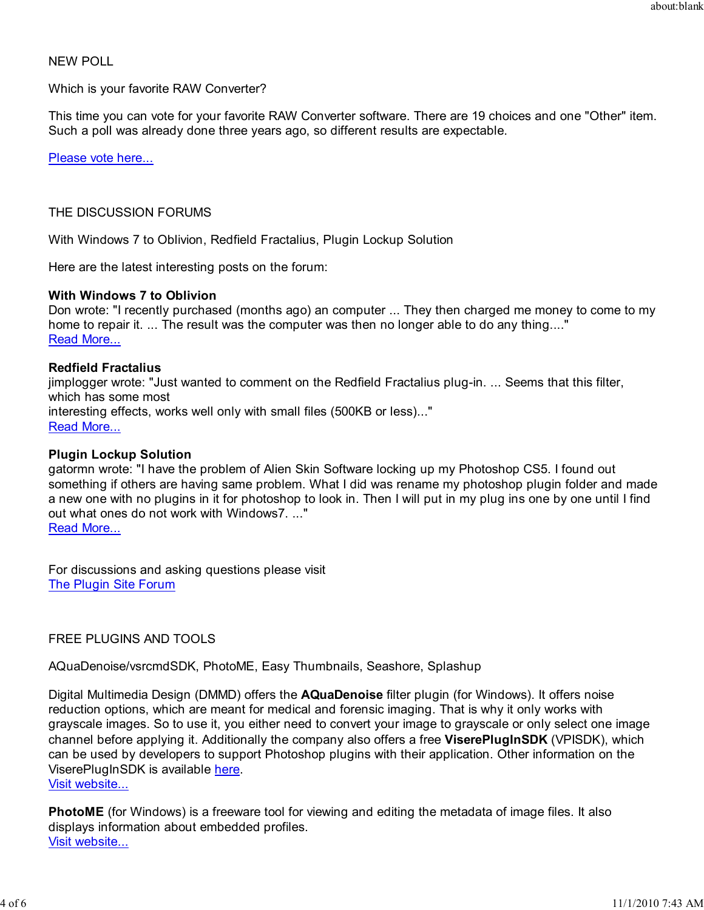NEW POLL

Which is your favorite RAW Converter?

This time you can vote for your favorite RAW Converter software. There are 19 choices and one "Other" item. Such a poll was already done three years ago, so different results are expectable.

Please vote here...

THE DISCUSSION FORUMS

With Windows 7 to Oblivion, Redfield Fractalius, Plugin Lockup Solution

Here are the latest interesting posts on the forum:

**With Windows 7 to Oblivion**
Don wrote: "I recently purchased (months ago) an computer ... They then charged me money to come to my home to repair it. ... The result was the computer was then no longer able to do any thing...."
Read More...

**Redfield Fractalius**
jimplogger wrote: "Just wanted to comment on the Redfield Fractalius plug-in. ... Seems that this filter, which has some most
interesting effects, works well only with small files (500KB or less)..."
Read More...

**Plugin Lockup Solution**
gatormn wrote: "I have the problem of Alien Skin Software locking up my Photoshop CS5. I found out something if others are having same problem. What I did was rename my photoshop plugin folder and made a new one with no plugins in it for photoshop to look in. Then I will put in my plug ins one by one until I find out what ones do not work with Windows7. ..."
Read More...

For discussions and asking questions please visit
The Plugin Site Forum

FREE PLUGINS AND TOOLS

AQuaDenoise/vsrcmdSDK, PhotoME, Easy Thumbnails, Seashore, Splashup

Digital Multimedia Design (DMMD) offers the **AQuaDenoise** filter plugin (for Windows). It offers noise reduction options, which are meant for medical and forensic imaging. That is why it only works with grayscale images. So to use it, you either need to convert your image to grayscale or only select one image channel before applying it. Additionally the company also offers a free **ViserePlugInSDK** (VPISDK), which can be used by developers to support Photoshop plugins with their application. Other information on the ViserePlugInSDK is available here.
Visit website...

**PhotoME** (for Windows) is a freeware tool for viewing and editing the metadata of image files. It also displays information about embedded profiles.
Visit website...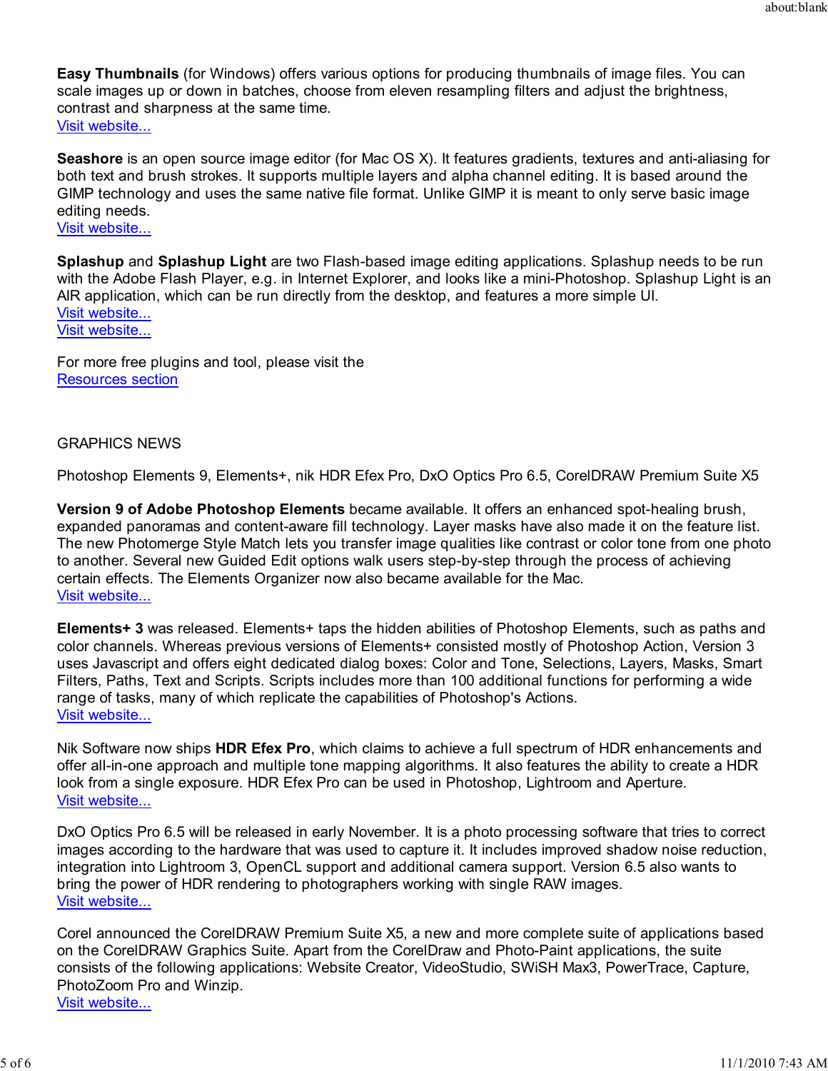**Easy Thumbnails** (for Windows) offers various options for producing thumbnails of image files. You can scale images up or down in batches, choose from eleven resampling filters and adjust the brightness, contrast and sharpness at the same time.
Visit website...

**Seashore** is an open source image editor (for Mac OS X). It features gradients, textures and anti-aliasing for both text and brush strokes. It supports multiple layers and alpha channel editing. It is based around the GIMP technology and uses the same native file format. Unlike GIMP it is meant to only serve basic image editing needs.
Visit website...

**Splashup** and **Splashup Light** are two Flash-based image editing applications. Splashup needs to be run with the Adobe Flash Player, e.g. in Internet Explorer, and looks like a mini-Photoshop. Splashup Light is an AIR application, which can be run directly from the desktop, and features a more simple UI.
Visit website...
Visit website...

For more free plugins and tool, please visit the
Resources section

GRAPHICS NEWS

Photoshop Elements 9, Elements+, nik HDR Efex Pro, DxO Optics Pro 6.5, CorelDRAW Premium Suite X5

**Version 9 of Adobe Photoshop Elements** became available. It offers an enhanced spot-healing brush, expanded panoramas and content-aware fill technology. Layer masks have also made it on the feature list. The new Photomerge Style Match lets you transfer image qualities like contrast or color tone from one photo to another. Several new Guided Edit options walk users step-by-step through the process of achieving certain effects. The Elements Organizer now also became available for the Mac.
Visit website...

**Elements+ 3** was released. Elements+ taps the hidden abilities of Photoshop Elements, such as paths and color channels. Whereas previous versions of Elements+ consisted mostly of Photoshop Action, Version 3 uses Javascript and offers eight dedicated dialog boxes: Color and Tone, Selections, Layers, Masks, Smart Filters, Paths, Text and Scripts. Scripts includes more than 100 additional functions for performing a wide range of tasks, many of which replicate the capabilities of Photoshop's Actions.
Visit website...

Nik Software now ships **HDR Efex Pro**, which claims to achieve a full spectrum of HDR enhancements and offer all-in-one approach and multiple tone mapping algorithms. It also features the ability to create a HDR look from a single exposure. HDR Efex Pro can be used in Photoshop, Lightroom and Aperture.
Visit website...

DxO Optics Pro 6.5 will be released in early November. It is a photo processing software that tries to correct images according to the hardware that was used to capture it. It includes improved shadow noise reduction, integration into Lightroom 3, OpenCL support and additional camera support. Version 6.5 also wants to bring the power of HDR rendering to photographers working with single RAW images.
Visit website...

Corel announced the CorelDRAW Premium Suite X5, a new and more complete suite of applications based on the CorelDRAW Graphics Suite. Apart from the CorelDraw and Photo-Paint applications, the suite consists of the following applications: Website Creator, VideoStudio, SWiSH Max3, PowerTrace, Capture, PhotoZoom Pro and Winzip.
Visit website...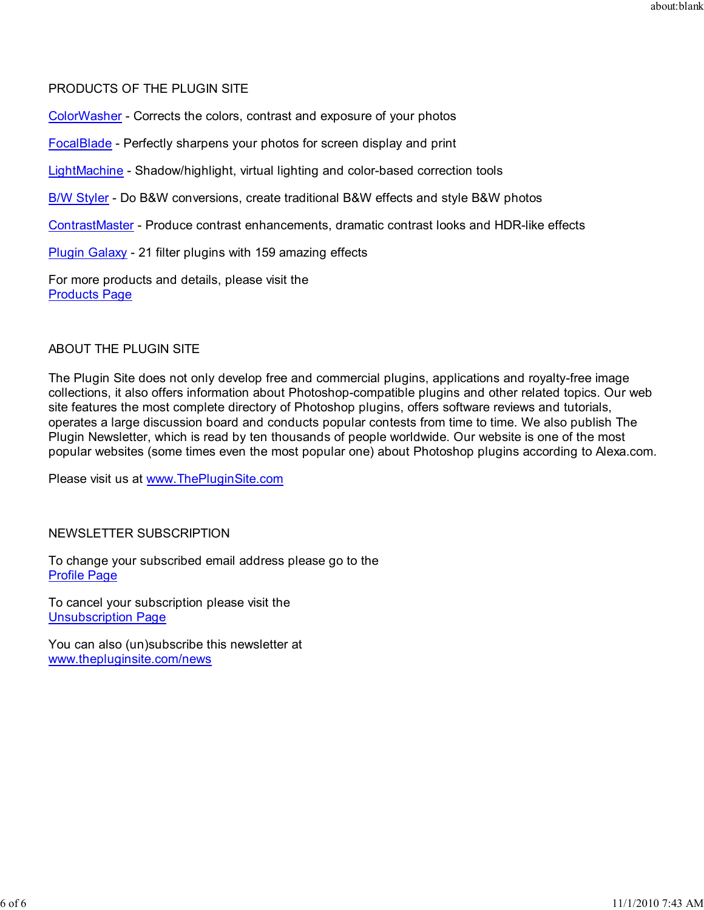## PRODUCTS OF THE PLUGIN SITE

ColorWasher - Corrects the colors, contrast and exposure of your photos

FocalBlade - Perfectly sharpens your photos for screen display and print

LightMachine - Shadow/highlight, virtual lighting and color-based correction tools

B/W Styler - Do B&W conversions, create traditional B&W effects and style B&W photos

ContrastMaster - Produce contrast enhancements, dramatic contrast looks and HDR-like effects

Plugin Galaxy - 21 filter plugins with 159 amazing effects

For more products and details, please visit the
Products Page

## ABOUT THE PLUGIN SITE

The Plugin Site does not only develop free and commercial plugins, applications and royalty-free image collections, it also offers information about Photoshop-compatible plugins and other related topics. Our web site features the most complete directory of Photoshop plugins, offers software reviews and tutorials, operates a large discussion board and conducts popular contests from time to time. We also publish The Plugin Newsletter, which is read by ten thousands of people worldwide. Our website is one of the most popular websites (some times even the most popular one) about Photoshop plugins according to Alexa.com.

Please visit us at www.ThePluginSite.com

## NEWSLETTER SUBSCRIPTION

To change your subscribed email address please go to the
Profile Page

To cancel your subscription please visit the
Unsubscription Page

You can also (un)subscribe this newsletter at
www.thepluginsite.com/news